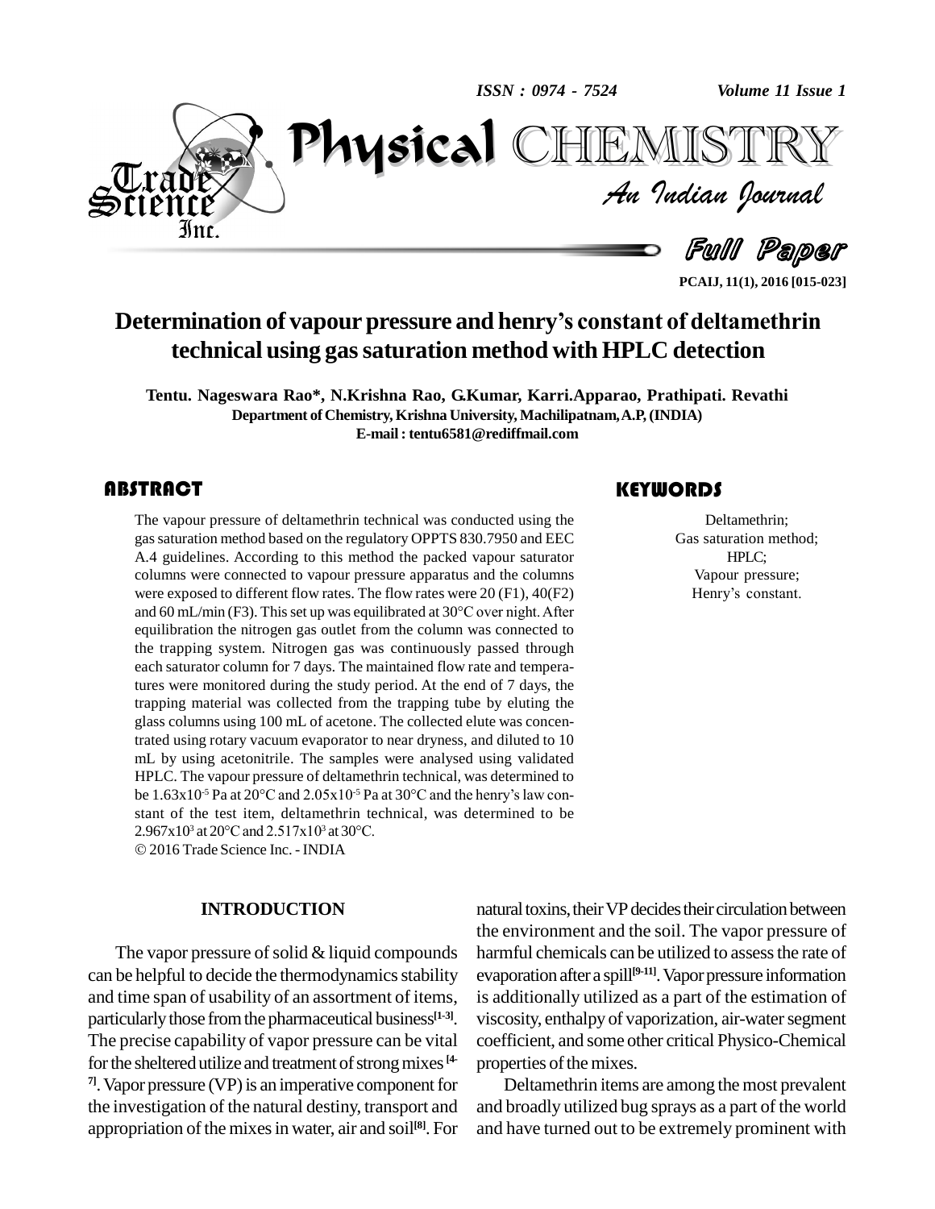# Determination of vapour pressure and henry's constant of deltamethrin technical using gas saturation method with HPLC detection

**Tentu. Nageswara Rao\*, N.Krishna Rao, G.Kumar, Karri.Apparao, Prathipati. Revathi**

**Department of Chemistry, Krishna University, Machilipatnam, A.P, (INDIA)**

**E-mail : tentu6581@rediffmail.com**

## ABSTRACT

The vapour pressure of deltamethrin technical was conducted using the gas saturation method based on the regulatory OPPTS 830.7950 and EEC A.4 guidelines. According to this method the packed vapour saturator columns were connected to vapour pressure apparatus and the columns were exposed to different flow rates. The flow rates were 20 (F1), 40(F2) and 60 mL/min (F3). This set up was equilibrated at 30°C over night. After equilibration the nitrogen gas outlet from the column was connected to the trapping system. Nitrogen gas was continuously passed through each saturator column for 7 days. The maintained flow rate and temperatures were monitored during the study period. At the end of 7 days, the trapping material was collected from the trapping tube by eluting the glass columns using 100 mL of acetone. The collected elute was concentrated using rotary vacuum evaporator to near dryness, and diluted to 10 mL by using acetonitrile. The samples were analysed using validated HPLC. The vapour pressure of deltamethrin technical, was determined to be $1.63 \times 10^{-5}$ Pa at 20°C and $2.05 \times 10^{-5}$ Pa at 30°C and the henry's law constant of the test item, deltamethrin technical, was determined to be $2.967 \times 10^{3}$ at 20°C and $2.517 \times 10^{3}$ at 30°C.

© 2016 Trade Science Inc. - INDIA

## KEYWORDS

Deltamethrin;
Gas saturation method;
HPLC;
Vapour pressure;
Henry's constant.

## INTRODUCTION

The vapor pressure of solid & liquid compounds can be helpful to decide the thermodynamics stability and time span of usability of an assortment of items, particularly those from the pharmaceutical business[1-3]. The precise capability of vapor pressure can be vital for the sheltered utilize and treatment of strong mixes [4-7]. Vapor pressure (VP) is an imperative component for the investigation of the natural destiny, transport and appropriation of the mixes in water, air and soil[8]. For natural toxins, their VP decides their circulation between the environment and the soil. The vapor pressure of harmful chemicals can be utilized to assess the rate of evaporation after a spill[9-11]. Vapor pressure information is additionally utilized as a part of the estimation of viscosity, enthalpy of vaporization, air-water segment coefficient, and some other critical Physico-Chemical properties of the mixes.

Deltamethrin items are among the most prevalent and broadly utilized bug sprays as a part of the world and have turned out to be extremely prominent with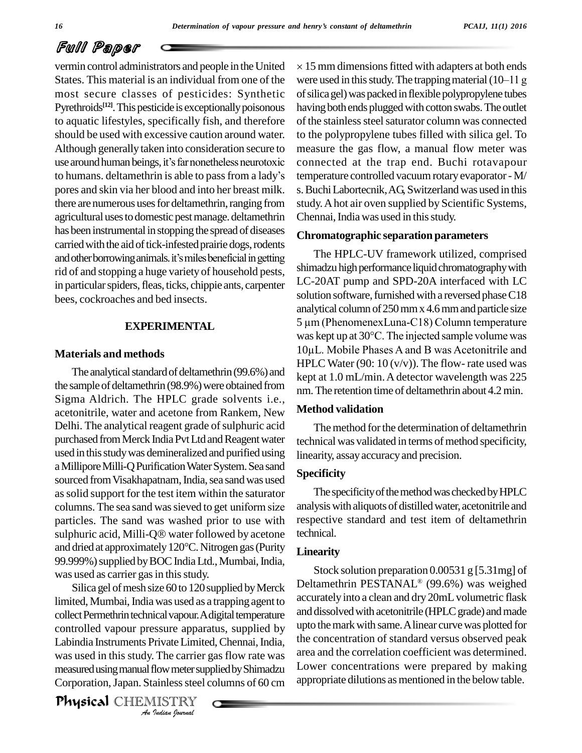vermin control administrators and people in the United States. This material is an individual from one of the most secure classes of pesticides: Synthetic Pyrethroids[12]. This pesticide is exceptionally poisonous to aquatic lifestyles, specifically fish, and therefore should be used with excessive caution around water. Although generally taken into consideration secure to use around human beings, it's far nonetheless neurotoxic to humans. deltamethrin is able to pass from a lady's pores and skin via her blood and into her breast milk. there are numerous uses for deltamethrin, ranging from agricultural uses to domestic pest manage. deltamethrin has been instrumental in stopping the spread of diseases carried with the aid of tick-infested prairie dogs, rodents and other borrowing animals. it's miles beneficial in getting rid of and stopping a huge variety of household pests, in particular spiders, fleas, ticks, chippie ants, carpenter bees, cockroaches and bed insects.

## EXPERIMENTAL

### Materials and methods

The analytical standard of deltamethrin (99.6%) and the sample of deltamethrin (98.9%) were obtained from Sigma Aldrich. The HPLC grade solvents i.e., acetonitrile, water and acetone from Rankem, New Delhi. The analytical reagent grade of sulphuric acid purchased from Merck India Pvt Ltd and Reagent water used in this study was demineralized and purified using a Millipore Milli-Q Purification Water System. Sea sand sourced from Visakhapatnam, India, sea sand was used as solid support for the test item within the saturator columns. The sea sand was sieved to get uniform size particles. The sand was washed prior to use with sulphuric acid, Milli-Q® water followed by acetone and dried at approximately 120°C. Nitrogen gas (Purity 99.999%) supplied by BOC India Ltd., Mumbai, India, was used as carrier gas in this study.

Silica gel of mesh size 60 to 120 supplied by Merck limited, Mumbai, India was used as a trapping agent to collect Permethrin technical vapour. A digital temperature controlled vapour pressure apparatus, supplied by Labindia Instruments Private Limited, Chennai, India, was used in this study. The carrier gas flow rate was measured using manual flow meter supplied by Shimadzu Corporation, Japan. Stainless steel columns of 60 cm $\times$ 15 mm dimensions fitted with adapters at both ends were used in this study. The trapping material (10–11 g of silica gel) was packed in flexible polypropylene tubes having both ends plugged with cotton swabs. The outlet of the stainless steel saturator column was connected to the polypropylene tubes filled with silica gel. To measure the gas flow, a manual flow meter was connected at the trap end. Buchi rotavapour temperature controlled vacuum rotary evaporator - M/s. Buchi Labortecnik, AG, Switzerland was used in this study. A hot air oven supplied by Scientific Systems, Chennai, India was used in this study.

### Chromatographic separation parameters

The HPLC-UV framework utilized, comprised shimadzu high performance liquid chromatography with LC-20AT pump and SPD-20A interfaced with LC solution software, furnished with a reversed phase C18 analytical column of 250 mm x 4.6 mm and particle size 5 µm (PhenomenexLuna-C18) Column temperature was kept up at 30°C. The injected sample volume was 10µL. Mobile Phases A and B was Acetonitrile and HPLC Water (90: 10 (v/v)). The flow- rate used was kept at 1.0 mL/min. A detector wavelength was 225 nm. The retention time of deltamethrin about 4.2 min.

### Method validation

The method for the determination of deltamethrin technical was validated in terms of method specificity, linearity, assay accuracy and precision.

### Specificity

The specificity of the method was checked by HPLC analysis with aliquots of distilled water, acetonitrile and respective standard and test item of deltamethrin technical.

### Linearity

Stock solution preparation 0.00531 g [5.31mg] of Deltamethrin PESTANAL® (99.6%) was weighed accurately into a clean and dry 20mL volumetric flask and dissolved with acetonitrile (HPLC grade) and made upto the mark with same. A linear curve was plotted for the concentration of standard versus observed peak area and the correlation coefficient was determined. Lower concentrations were prepared by making appropriate dilutions as mentioned in the below table.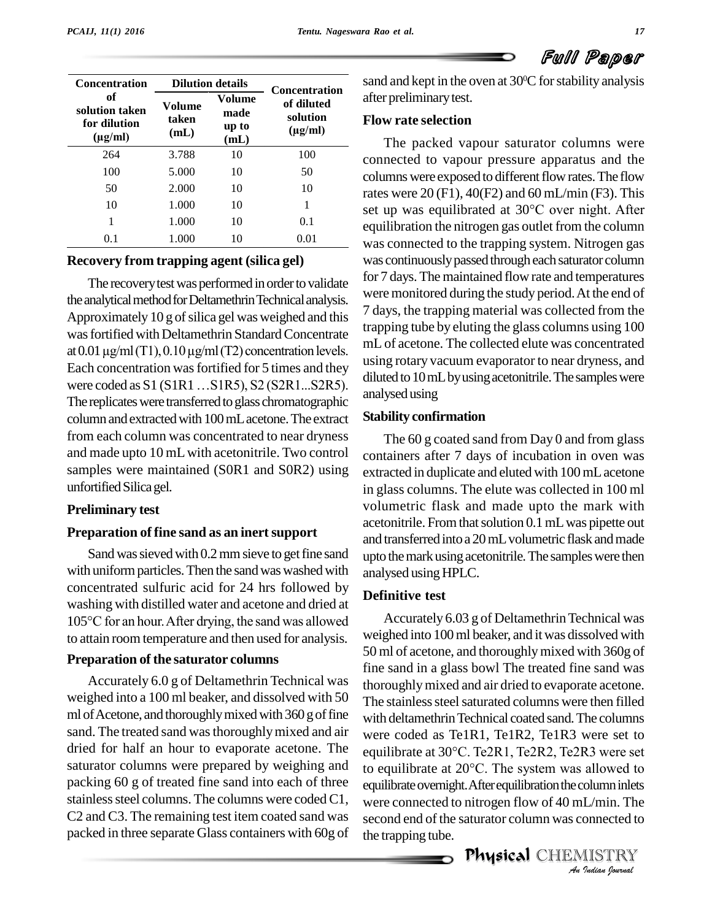| Concentration of solution taken for dilution (µg/ml) | Dilution details | | Concentration of diluted solution (µg/ml) |
|---|---|---|---|
| | Volume taken (mL) | Volume made up to (mL) | |
| 264 | 3.788 | 10 | 100 |
| 100 | 5.000 | 10 | 50 |
| 50 | 2.000 | 10 | 10 |
| 10 | 1.000 | 10 | 1 |
| 1 | 1.000 | 10 | 0.1 |
| 0.1 | 1.000 | 10 | 0.01 |

### Recovery from trapping agent (silica gel)

The recovery test was performed in order to validate the analytical method for Deltamethrin Technical analysis. Approximately 10 g of silica gel was weighed and this was fortified with Deltamethrin Standard Concentrate at 0.01 µg/ml (T1), 0.10 µg/ml (T2) concentration levels. Each concentration was fortified for 5 times and they were coded as S1 (S1R1 …S1R5), S2 (S2R1...S2R5). The replicates were transferred to glass chromatographic column and extracted with 100 mL acetone. The extract from each column was concentrated to near dryness and made upto 10 mL with acetonitrile. Two control samples were maintained (S0R1 and S0R2) using unfortified Silica gel.

### Preliminary test

### Preparation of fine sand as an inert support

Sand was sieved with 0.2 mm sieve to get fine sand with uniform particles. Then the sand was washed with concentrated sulfuric acid for 24 hrs followed by washing with distilled water and acetone and dried at 105°C for an hour. After drying, the sand was allowed to attain room temperature and then used for analysis.

### Preparation of the saturator columns

Accurately 6.0 g of Deltamethrin Technical was weighed into a 100 ml beaker, and dissolved with 50 ml of Acetone, and thoroughly mixed with 360 g of fine sand. The treated sand was thoroughly mixed and air dried for half an hour to evaporate acetone. The saturator columns were prepared by weighing and packing 60 g of treated fine sand into each of three stainless steel columns. The columns were coded C1, C2 and C3. The remaining test item coated sand was packed in three separate Glass containers with 60g of sand and kept in the oven at 30$^0$C for stability analysis after preliminary test.

### Flow rate selection

The packed vapour saturator columns were connected to vapour pressure apparatus and the columns were exposed to different flow rates. The flow rates were 20 (F1), 40(F2) and 60 mL/min (F3). This set up was equilibrated at 30°C over night. After equilibration the nitrogen gas outlet from the column was connected to the trapping system. Nitrogen gas was continuously passed through each saturator column for 7 days. The maintained flow rate and temperatures were monitored during the study period. At the end of 7 days, the trapping material was collected from the trapping tube by eluting the glass columns using 100 mL of acetone. The collected elute was concentrated using rotary vacuum evaporator to near dryness, and diluted to 10 mL by using acetonitrile. The samples were analysed using

### Stability confirmation

The 60 g coated sand from Day 0 and from glass containers after 7 days of incubation in oven was extracted in duplicate and eluted with 100 mL acetone in glass columns. The elute was collected in 100 ml volumetric flask and made upto the mark with acetonitrile. From that solution 0.1 mL was pipette out and transferred into a 20 mL volumetric flask and made upto the mark using acetonitrile. The samples were then analysed using HPLC.

### Definitive test

Accurately 6.03 g of Deltamethrin Technical was weighed into 100 ml beaker, and it was dissolved with 50 ml of acetone, and thoroughly mixed with 360g of fine sand in a glass bowl The treated fine sand was thoroughly mixed and air dried to evaporate acetone. The stainless steel saturated columns were then filled with deltamethrin Technical coated sand. The columns were coded as Te1R1, Te1R2, Te1R3 were set to equilibrate at 30°C. Te2R1, Te2R2, Te2R3 were set to equilibrate at 20°C. The system was allowed to equilibrate overnight. After equilibration the column inlets were connected to nitrogen flow of 40 mL/min. The second end of the saturator column was connected to the trapping tube.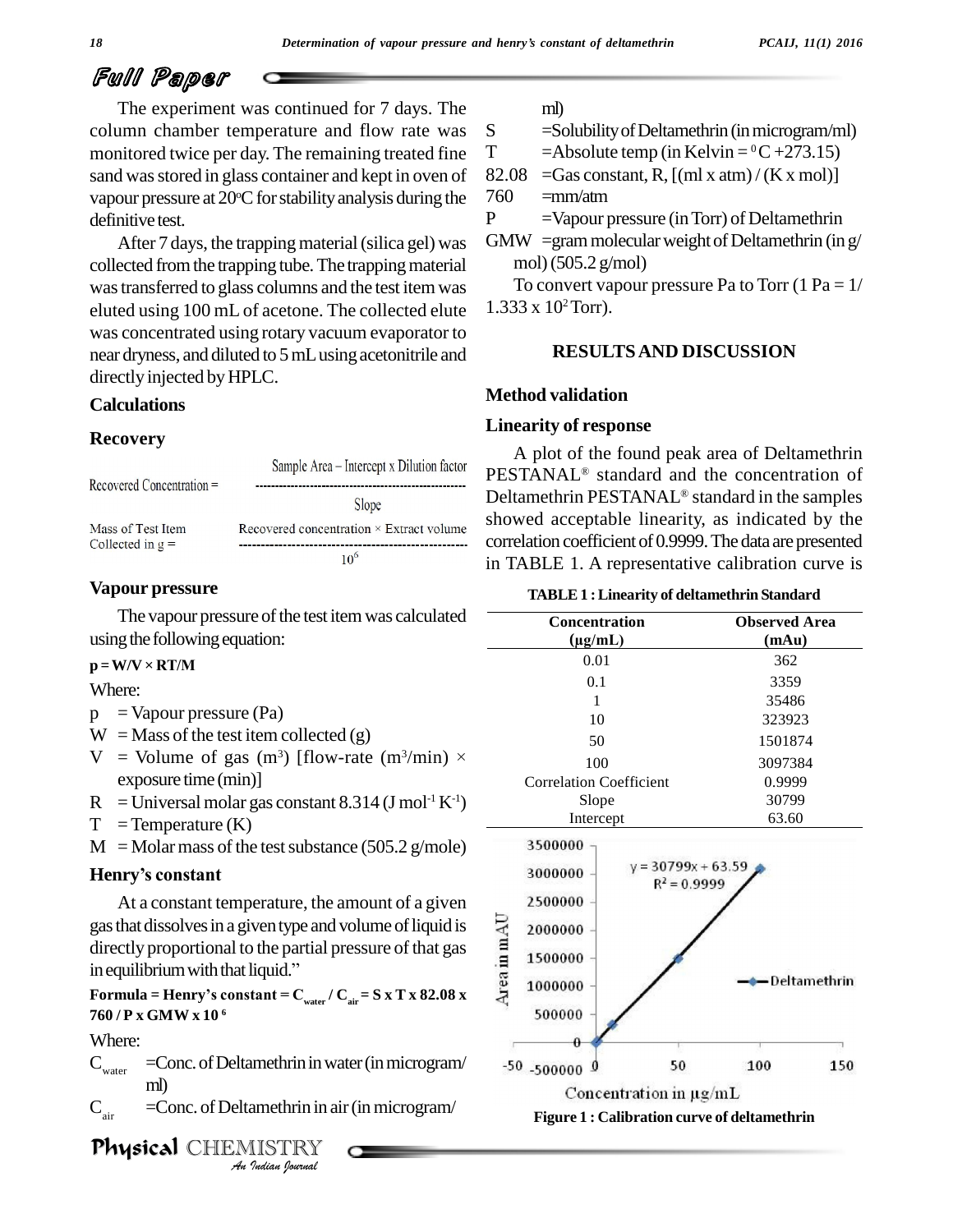The experiment was continued for 7 days. The column chamber temperature and flow rate was monitored twice per day. The remaining treated fine sand was stored in glass container and kept in oven of vapour pressure at 20°C for stability analysis during the definitive test.

After 7 days, the trapping material (silica gel) was collected from the trapping tube. The trapping material was transferred to glass columns and the test item was eluted using 100 mL of acetone. The collected elute was concentrated using rotary vacuum evaporator to near dryness, and diluted to 5 mL using acetonitrile and directly injected by HPLC.

## Calculations

### Recovery

$$\text{Recovered Concentration} = \frac{\text{Sample Area} - \text{Intercept} \times \text{Dilution factor}}{\text{Slope}}$$

$$\text{Mass of Test Item Collected in g} = \frac{\text{Recovered concentration} \times \text{Extract volume}}{10^6}$$

### Vapour pressure

The vapour pressure of the test item was calculated using the following equation:

$$p = W/V \times RT/M$$

Where:

- p = Vapour pressure (Pa)
- W = Mass of the test item collected (g)
- V = Volume of gas ($m^3$) [flow-rate ($m^3$/min) × exposure time (min)]
- R = Universal molar gas constant 8.314 (J $mol^{-1}$ $K^{-1}$)
- T = Temperature (K)
- M = Molar mass of the test substance (505.2 g/mole)

### Henry's constant

At a constant temperature, the amount of a given gas that dissolves in a given type and volume of liquid is directly proportional to the partial pressure of that gas in equilibrium with that liquid."

**Formula = Henry's constant = $C_{water}$ / $C_{air}$ = S x T x 82.08 x 760 / P x GMW x $10^6$**

Where:

- $C_{water}$ =Conc. of Deltamethrin in water (in microgram/ml)
- $C_{air}$ =Conc. of Deltamethrin in air (in microgram/ml)
- S =Solubility of Deltamethrin (in microgram/ml)
- T =Absolute temp (in Kelvin = $^0$C +273.15)
- 82.08 =Gas constant, R, [(ml x atm) / (K x mol)]
- 760 =mm/atm
- P =Vapour pressure (in Torr) of Deltamethrin
- GMW =gram molecular weight of Deltamethrin (in g/mol) (505.2 g/mol)

To convert vapour pressure Pa to Torr (1 Pa = 1/ 1.333 x $10^2$ Torr).

## RESULTS AND DISCUSSION

### Method validation

### Linearity of response

A plot of the found peak area of Deltamethrin PESTANAL® standard and the concentration of Deltamethrin PESTANAL® standard in the samples showed acceptable linearity, as indicated by the correlation coefficient of 0.9999. The data are presented in TABLE 1. A representative calibration curve is

**TABLE 1 : Linearity of deltamethrin Standard**

| Concentration (µg/mL) | Observed Area (mAu) |
|---|---|
| 0.01 | 362 |
| 0.1 | 3359 |
| 1 | 35486 |
| 10 | 323923 |
| 50 | 1501874 |
| 100 | 3097384 |
| Correlation Coefficient | 0.9999 |
| Slope | 30799 |
| Intercept | 63.60 |

**Figure 1 : Calibration curve of deltamethrin**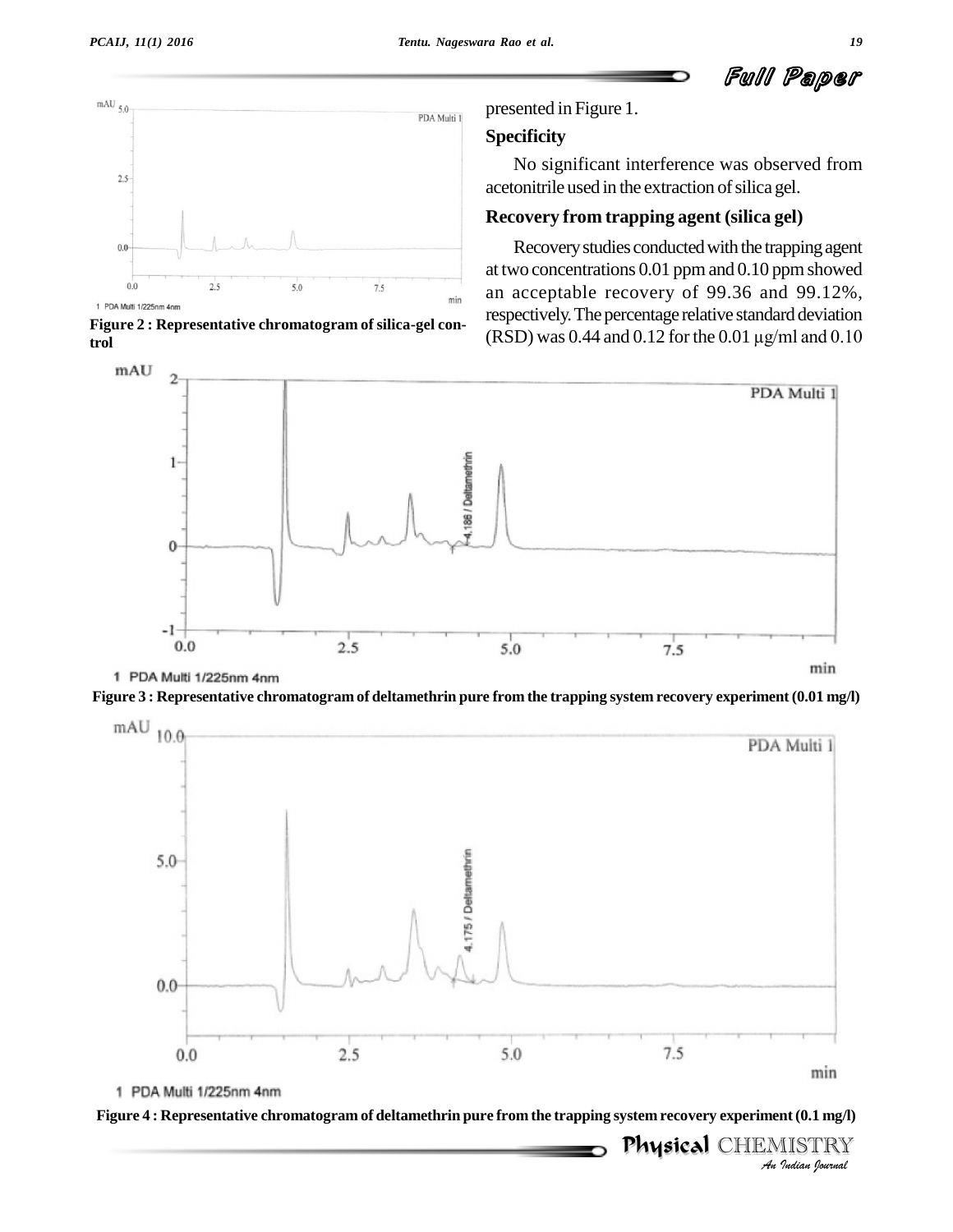Figure 2 : Representative chromatogram of silica-gel control

presented in Figure 1.

### Specificity

No significant interference was observed from acetonitrile used in the extraction of silica gel.

### Recovery from trapping agent (silica gel)

Recovery studies conducted with the trapping agent at two concentrations 0.01 ppm and 0.10 ppm showed an acceptable recovery of 99.36 and 99.12%, respectively. The percentage relative standard deviation (RSD) was 0.44 and 0.12 for the 0.01 µg/ml and 0.10

Figure 3 : Representative chromatogram of deltamethrin pure from the trapping system recovery experiment (0.01 mg/l)

Figure 4 : Representative chromatogram of deltamethrin pure from the trapping system recovery experiment (0.1 mg/l)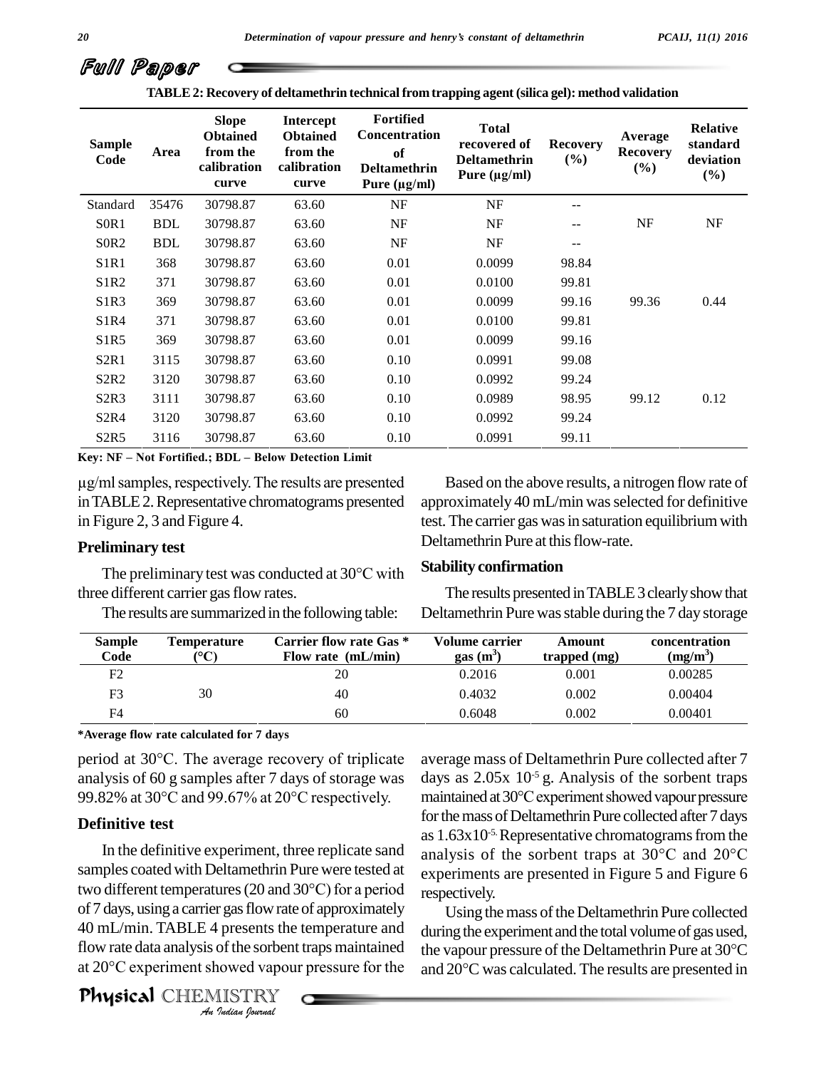**TABLE 2: Recovery of deltamethrin technical from trapping agent (silica gel): method validation**

| Sample Code | Area | Slope Obtained from the calibration curve | Intercept Obtained from the calibration curve | Fortified Concentration of Deltamethrin Pure (µg/ml) | Total recovered of Deltamethrin Pure (µg/ml) | Recovery (%) | Average Recovery (%) | Relative standard deviation (%) |
|---|---|---|---|---|---|---|---|---|
| Standard | 35476 | 30798.87 | 63.60 | NF | NF | -- | | |
| S0R1 | BDL | 30798.87 | 63.60 | NF | NF | -- | NF | NF |
| S0R2 | BDL | 30798.87 | 63.60 | NF | NF | -- | | |
| S1R1 | 368 | 30798.87 | 63.60 | 0.01 | 0.0099 | 98.84 | | |
| S1R2 | 371 | 30798.87 | 63.60 | 0.01 | 0.0100 | 99.81 | | |
| S1R3 | 369 | 30798.87 | 63.60 | 0.01 | 0.0099 | 99.16 | 99.36 | 0.44 |
| S1R4 | 371 | 30798.87 | 63.60 | 0.01 | 0.0100 | 99.81 | | |
| S1R5 | 369 | 30798.87 | 63.60 | 0.01 | 0.0099 | 99.16 | | |
| S2R1 | 3115 | 30798.87 | 63.60 | 0.10 | 0.0991 | 99.08 | | |
| S2R2 | 3120 | 30798.87 | 63.60 | 0.10 | 0.0992 | 99.24 | | |
| S2R3 | 3111 | 30798.87 | 63.60 | 0.10 | 0.0989 | 98.95 | 99.12 | 0.12 |
| S2R4 | 3120 | 30798.87 | 63.60 | 0.10 | 0.0992 | 99.24 | | |
| S2R5 | 3116 | 30798.87 | 63.60 | 0.10 | 0.0991 | 99.11 | | |

**Key: NF – Not Fortified.; BDL – Below Detection Limit**

µg/ml samples, respectively. The results are presented in TABLE 2. Representative chromatograms presented in Figure 2, 3 and Figure 4.

## Preliminary test

The preliminary test was conducted at 30°C with three different carrier gas flow rates.

The results are summarized in the following table:

| Sample Code | Temperature (°C) | Carrier flow rate Gas * Flow rate (mL/min) | Volume carrier gas ($m^3$) | Amount trapped (mg) | concentration ($mg/m^3$) |
|---|---|---|---|---|---|
| F2 | | 20 | 0.2016 | 0.001 | 0.00285 |
| F3 | 30 | 40 | 0.4032 | 0.002 | 0.00404 |
| F4 | | 60 | 0.6048 | 0.002 | 0.00401 |

**\*Average flow rate calculated for 7 days**

Based on the above results, a nitrogen flow rate of approximately 40 mL/min was selected for definitive test. The carrier gas was in saturation equilibrium with Deltamethrin Pure at this flow-rate.

## Stability confirmation

The results presented in TABLE 3 clearly show that Deltamethrin Pure was stable during the 7 day storage period at 30°C. The average recovery of triplicate analysis of 60 g samples after 7 days of storage was 99.82% at 30°C and 99.67% at 20°C respectively.

## Definitive test

In the definitive experiment, three replicate sand samples coated with Deltamethrin Pure were tested at two different temperatures (20 and 30°C) for a period of 7 days, using a carrier gas flow rate of approximately 40 mL/min. TABLE 4 presents the temperature and flow rate data analysis of the sorbent traps maintained at 20°C experiment showed vapour pressure for the average mass of Deltamethrin Pure collected after 7 days as $2.05x\ 10^{-5}$ g. Analysis of the sorbent traps maintained at 30°C experiment showed vapour pressure for the mass of Deltamethrin Pure collected after 7 days as $1.63x10^{-5}$. Representative chromatograms from the analysis of the sorbent traps at 30°C and 20°C experiments are presented in Figure 5 and Figure 6 respectively.

Using the mass of the Deltamethrin Pure collected during the experiment and the total volume of gas used, the vapour pressure of the Deltamethrin Pure at 30°C and 20°C was calculated. The results are presented in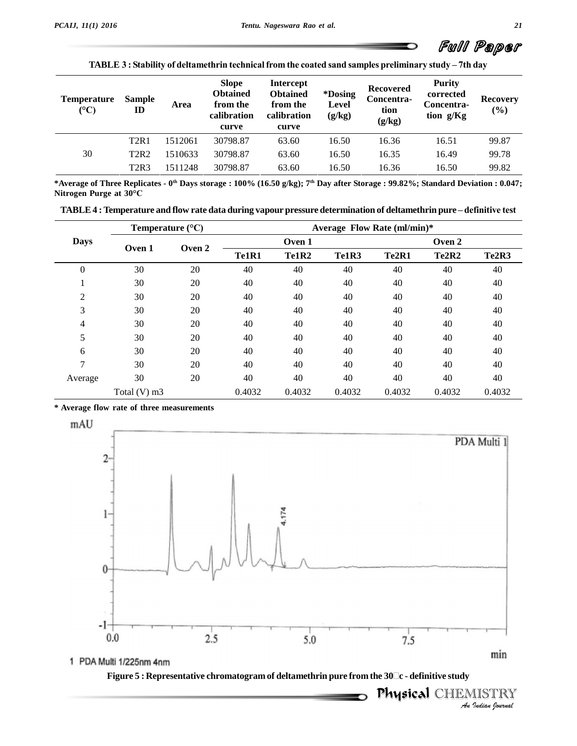TABLE 3 : Stability of deltamethrin technical from the coated sand samples preliminary study – 7th day

| Temperature (°C) | Sample ID | Area | Slope Obtained from the calibration curve | Intercept Obtained from the calibration curve | *Dosing Level (g/kg) | Recovered Concentration (g/kg) | Purity corrected Concentration g/Kg | Recovery (%) |
|---|---|---|---|---|---|---|---|---|
| 30 | T2R1 | 1512061 | 30798.87 | 63.60 | 16.50 | 16.36 | 16.51 | 99.87 |
| | T2R2 | 1510633 | 30798.87 | 63.60 | 16.50 | 16.35 | 16.49 | 99.78 |
| | T2R3 | 1511248 | 30798.87 | 63.60 | 16.50 | 16.36 | 16.50 | 99.82 |

*Average of Three Replicates - 0th Days storage : 100% (16.50 g/kg); 7th Day after Storage : 99.82%; Standard Deviation : 0.047; Nitrogen Purge at 30°C

TABLE 4 : Temperature and flow rate data during vapour pressure determination of deltamethrin pure – definitive test

| Days | Temperature (°C) | | Average Flow Rate (ml/min)* | | | | | |
|---|---|---|---|---|---|---|---|---|
| | Oven 1 | Oven 2 | Oven 1 | | | Oven 2 | | |
| | | | Te1R1 | Te1R2 | Te1R3 | Te2R1 | Te2R2 | Te2R3 |
| 0 | 30 | 20 | 40 | 40 | 40 | 40 | 40 | 40 |
| 1 | 30 | 20 | 40 | 40 | 40 | 40 | 40 | 40 |
| 2 | 30 | 20 | 40 | 40 | 40 | 40 | 40 | 40 |
| 3 | 30 | 20 | 40 | 40 | 40 | 40 | 40 | 40 |
| 4 | 30 | 20 | 40 | 40 | 40 | 40 | 40 | 40 |
| 5 | 30 | 20 | 40 | 40 | 40 | 40 | 40 | 40 |
| 6 | 30 | 20 | 40 | 40 | 40 | 40 | 40 | 40 |
| 7 | 30 | 20 | 40 | 40 | 40 | 40 | 40 | 40 |
| Average | 30 | 20 | 40 | 40 | 40 | 40 | 40 | 40 |
| Total (V) m3 | | | 0.4032 | 0.4032 | 0.4032 | 0.4032 | 0.4032 | 0.4032 |

* Average flow rate of three measurements

Figure 5 : Representative chromatogram of deltamethrin pure from the 30°c - definitive study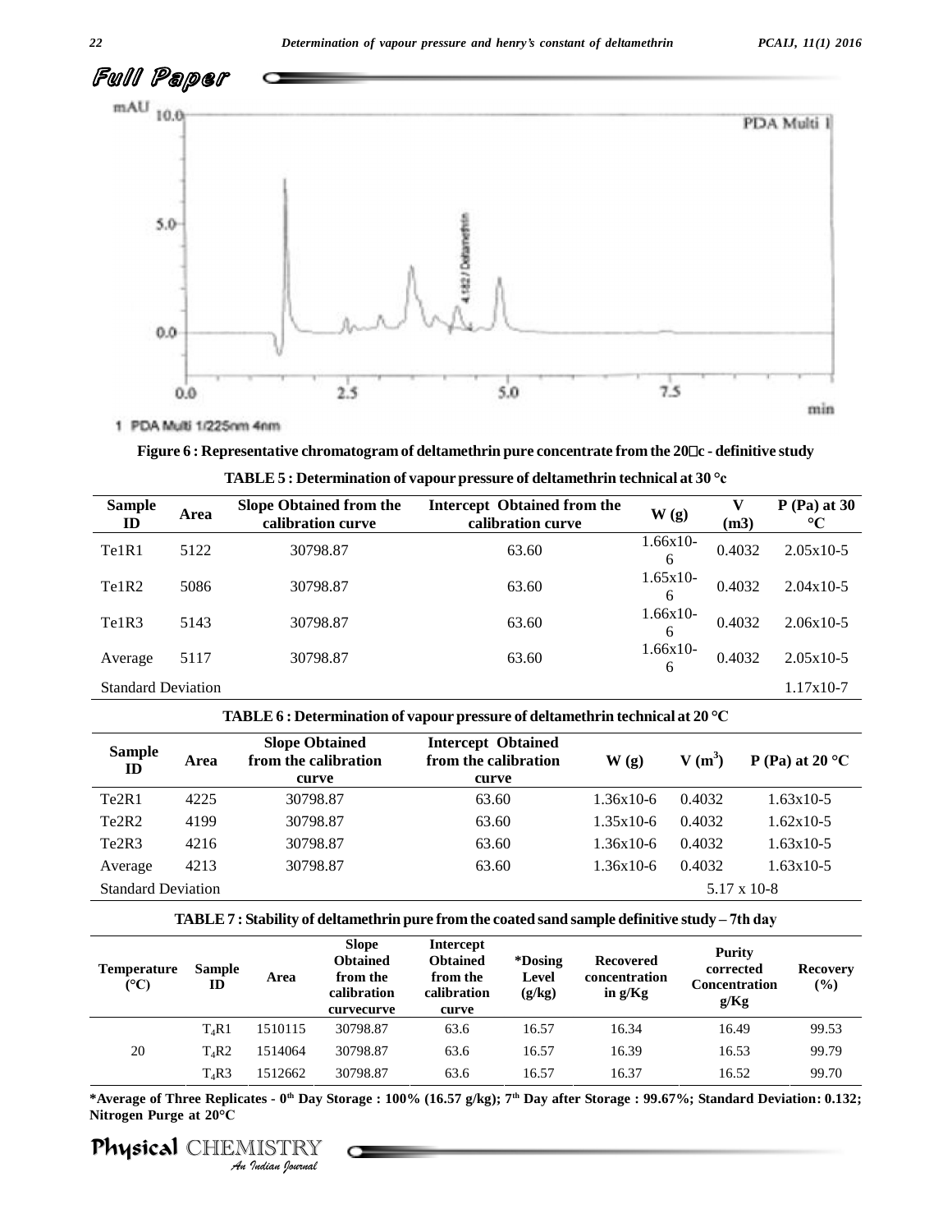## Full Paper

Figure 6 : Representative chromatogram of deltamethrin pure concentrate from the 20□c - definitive study

**TABLE 5 : Determination of vapour pressure of deltamethrin technical at 30 °c**

| Sample ID | Area | Slope Obtained from the calibration curve | Intercept Obtained from the calibration curve | W (g) | V (m3) | P (Pa) at 30 °C |
|---|---|---|---|---|---|---|
| Te1R1 | 5122 | 30798.87 | 63.60 | 1.66x10-6 | 0.4032 | 2.05x10-5 |
| Te1R2 | 5086 | 30798.87 | 63.60 | 1.65x10-6 | 0.4032 | 2.04x10-5 |
| Te1R3 | 5143 | 30798.87 | 63.60 | 1.66x10-6 | 0.4032 | 2.06x10-5 |
| Average | 5117 | 30798.87 | 63.60 | 1.66x10-6 | 0.4032 | 2.05x10-5 |
| Standard Deviation | | | | | | 1.17x10-7 |

**TABLE 6 : Determination of vapour pressure of deltamethrin technical at 20 °C**

| Sample ID | Area | Slope Obtained from the calibration curve | Intercept Obtained from the calibration curve | W (g) | V ($m^3$) | P (Pa) at 20 °C |
|---|---|---|---|---|---|---|
| Te2R1 | 4225 | 30798.87 | 63.60 | 1.36x10-6 | 0.4032 | 1.63x10-5 |
| Te2R2 | 4199 | 30798.87 | 63.60 | 1.35x10-6 | 0.4032 | 1.62x10-5 |
| Te2R3 | 4216 | 30798.87 | 63.60 | 1.36x10-6 | 0.4032 | 1.63x10-5 |
| Average | 4213 | 30798.87 | 63.60 | 1.36x10-6 | 0.4032 | 1.63x10-5 |
| Standard Deviation | | | | | 5.17 x 10-8 | |

**TABLE 7 : Stability of deltamethrin pure from the coated sand sample definitive study – 7th day**

| Temperature (°C) | Sample ID | Area | Slope Obtained from the calibration curvecurve | Intercept Obtained from the calibration curve | *Dosing Level (g/kg) | Recovered concentration in g/Kg | Purity corrected Concentration g/Kg | Recovery (%) |
|---|---|---|---|---|---|---|---|---|
| | $T_4$R1 | 1510115 | 30798.87 | 63.6 | 16.57 | 16.34 | 16.49 | 99.53 |
| 20 | $T_4$R2 | 1514064 | 30798.87 | 63.6 | 16.57 | 16.39 | 16.53 | 99.79 |
| | $T_4$R3 | 1512662 | 30798.87 | 63.6 | 16.57 | 16.37 | 16.52 | 99.70 |

*Average of Three Replicates - 0th Day Storage : 100% (16.57 g/kg); 7th Day after Storage : 99.67%; Standard Deviation: 0.132; Nitrogen Purge at 20°C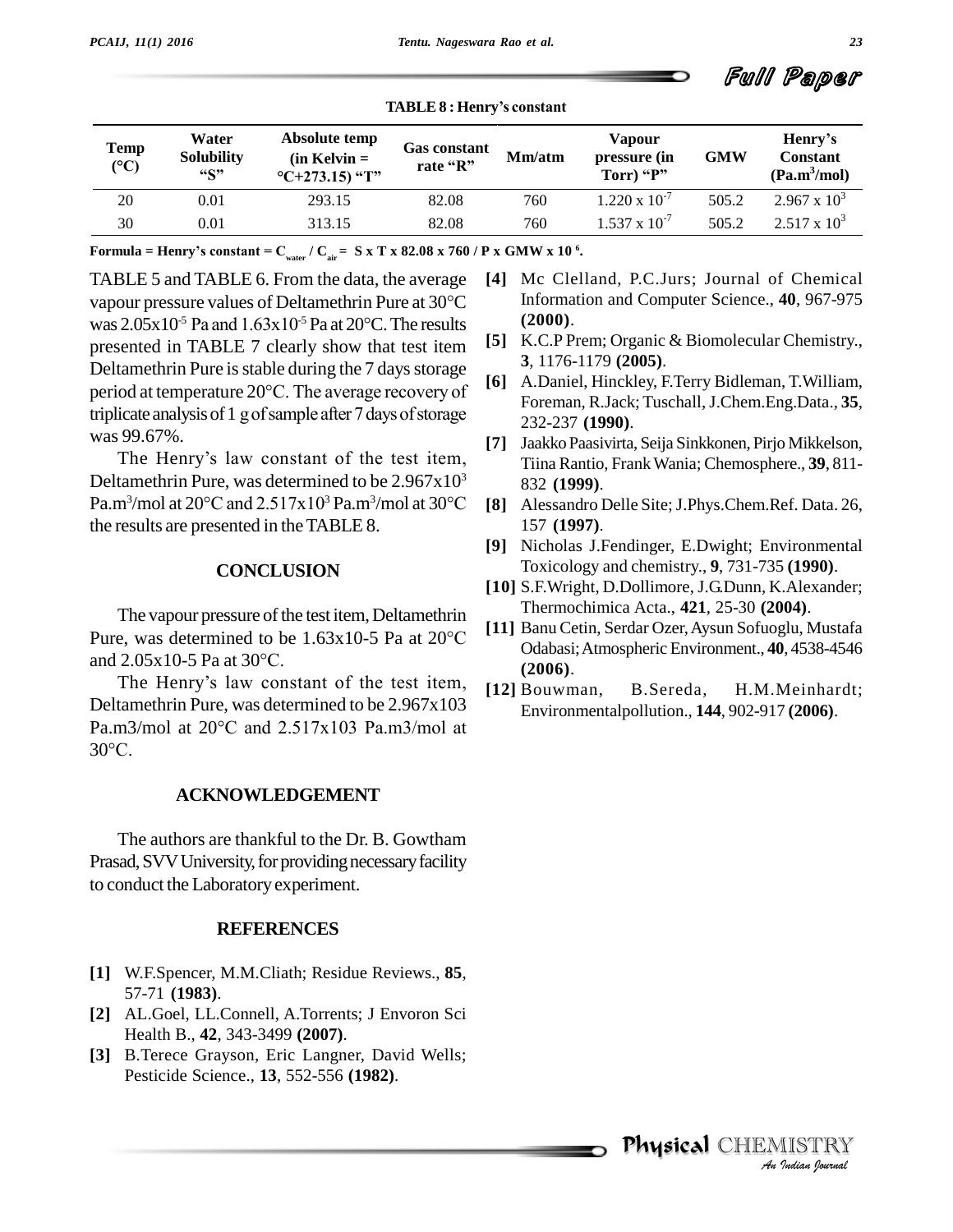TABLE 8 : Henry's constant

| Temp (°C) | Water Solubility "S" | Absolute temp (in Kelvin = °C+273.15) "T" | Gas constant rate "R" | Mm/atm | Vapour pressure (in Torr) "P" | GMW | Henry's Constant ($Pa.m^3/mol$) |
|---|---|---|---|---|---|---|---|
| 20 | 0.01 | 293.15 | 82.08 | 760 | $1.220 \times 10^{-7}$ | 505.2 | $2.967 \times 10^{3}$ |
| 30 | 0.01 | 313.15 | 82.08 | 760 | $1.537 \times 10^{-7}$ | 505.2 | $2.517 \times 10^{3}$ |

**Formula = Henry's constant = $C_{water} / C_{air}$ = S x T x 82.08 x 760 / P x GMW x $10^{6}$.**

TABLE 5 and TABLE 6. From the data, the average vapour pressure values of Deltamethrin Pure at 30°C was $2.05 \times 10^{-5}$ Pa and $1.63 \times 10^{-5}$ Pa at 20°C. The results presented in TABLE 7 clearly show that test item Deltamethrin Pure is stable during the 7 days storage period at temperature 20°C. The average recovery of triplicate analysis of 1 g of sample after 7 days of storage was 99.67%.

The Henry's law constant of the test item, Deltamethrin Pure, was determined to be $2.967 \times 10^{3}$ $Pa.m^3/mol$ at 20°C and $2.517 \times 10^{3}$ $Pa.m^3/mol$ at 30°C the results are presented in the TABLE 8.

## CONCLUSION

The vapour pressure of the test item, Deltamethrin Pure, was determined to be 1.63x10-5 Pa at 20°C and 2.05x10-5 Pa at 30°C.

The Henry's law constant of the test item, Deltamethrin Pure, was determined to be 2.967x103 Pa.m3/mol at 20°C and 2.517x103 Pa.m3/mol at 30°C.

## ACKNOWLEDGEMENT

The authors are thankful to the Dr. B. Gowtham Prasad, SVV University, for providing necessary facility to conduct the Laboratory experiment.

## REFERENCES

- **[1]** W.F.Spencer, M.M.Cliath; Residue Reviews., **85**, 57-71 **(1983)**.
- **[2]** AL.Goel, LL.Connell, A.Torrents; J Envoron Sci Health B., **42**, 343-3499 **(2007)**.
- **[3]** B.Terece Grayson, Eric Langner, David Wells; Pesticide Science., **13**, 552-556 **(1982)**.
- **[4]** Mc Clelland, P.C.Jurs; Journal of Chemical Information and Computer Science., **40**, 967-975 **(2000)**.
- **[5]** K.C.P Prem; Organic & Biomolecular Chemistry., **3**, 1176-1179 **(2005)**.
- **[6]** A.Daniel, Hinckley, F.Terry Bidleman, T.William, Foreman, R.Jack; Tuschall, J.Chem.Eng.Data., **35**, 232-237 **(1990)**.
- **[7]** Jaakko Paasivirta, Seija Sinkkonen, Pirjo Mikkelson, Tiina Rantio, Frank Wania; Chemosphere., **39**, 811-832 **(1999)**.
- **[8]** Alessandro Delle Site; J.Phys.Chem.Ref. Data. 26, 157 **(1997)**.
- **[9]** Nicholas J.Fendinger, E.Dwight; Environmental Toxicology and chemistry., **9**, 731-735 **(1990)**.
- **[10]** S.F.Wright, D.Dollimore, J.G.Dunn, K.Alexander; Thermochimica Acta., **421**, 25-30 **(2004)**.
- **[11]** Banu Cetin, Serdar Ozer, Aysun Sofuoglu, Mustafa Odabasi; Atmospheric Environment., **40**, 4538-4546 **(2006)**.
- **[12]** Bouwman, B.Sereda, H.M.Meinhardt; Environmentalpollution., **144**, 902-917 **(2006)**.